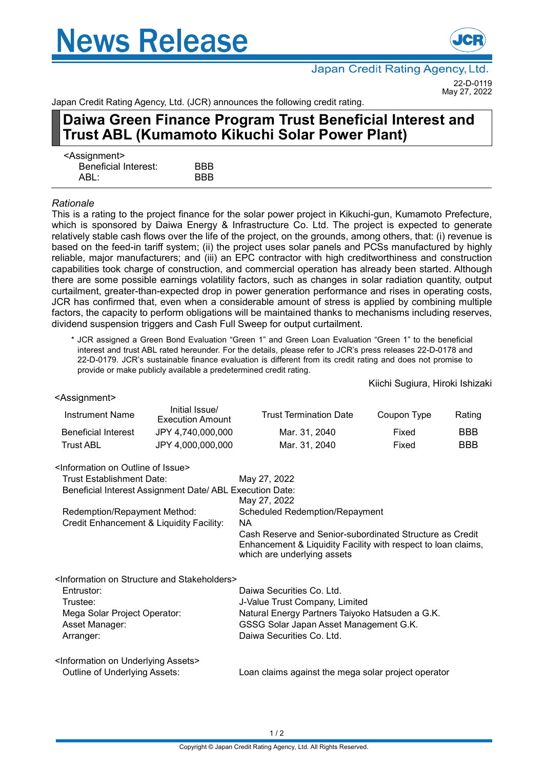# News Release

Japan Credit Rating Agency, Ltd.

22-D-0119
May 27, 2022

Japan Credit Rating Agency, Ltd. (JCR) announces the following credit rating.

## Daiwa Green Finance Program Trust Beneficial Interest and Trust ABL (Kumamoto Kikuchi Solar Power Plant)

<Assignment>

| | |
|---|---|
| Beneficial Interest: | BBB |
| ABL: | BBB |

*Rationale*

This is a rating to the project finance for the solar power project in Kikuchi-gun, Kumamoto Prefecture, which is sponsored by Daiwa Energy & Infrastructure Co. Ltd. The project is expected to generate relatively stable cash flows over the life of the project, on the grounds, among others, that: (i) revenue is based on the feed-in tariff system; (ii) the project uses solar panels and PCSs manufactured by highly reliable, major manufacturers; and (iii) an EPC contractor with high creditworthiness and construction capabilities took charge of construction, and commercial operation has already been started. Although there are some possible earnings volatility factors, such as changes in solar radiation quantity, output curtailment, greater-than-expected drop in power generation performance and rises in operating costs, JCR has confirmed that, even when a considerable amount of stress is applied by combining multiple factors, the capacity to perform obligations will be maintained thanks to mechanisms including reserves, dividend suspension triggers and Cash Full Sweep for output curtailment.

\* JCR assigned a Green Bond Evaluation "Green 1" and Green Loan Evaluation "Green 1" to the beneficial interest and trust ABL rated hereunder. For the details, please refer to JCR's press releases 22-D-0178 and 22-D-0179. JCR's sustainable finance evaluation is different from its credit rating and does not promise to provide or make publicly available a predetermined credit rating.

Kiichi Sugiura, Hiroki Ishizaki

<Assignment>

| Instrument Name | Initial Issue/ Execution Amount | Trust Termination Date | Coupon Type | Rating |
|---|---|---|---|---|
| Beneficial Interest | JPY 4,740,000,000 | Mar. 31, 2040 | Fixed | BBB |
| Trust ABL | JPY 4,000,000,000 | Mar. 31, 2040 | Fixed | BBB |

<Information on Outline of Issue>

| | |
|---|---|
| Trust Establishment Date: | May 27, 2022 |
| Beneficial Interest Assignment Date/ ABL Execution Date: | May 27, 2022 |
| Redemption/Repayment Method: | Scheduled Redemption/Repayment |
| Credit Enhancement & Liquidity Facility: | NA<br>Cash Reserve and Senior-subordinated Structure as Credit Enhancement & Liquidity Facility with respect to loan claims, which are underlying assets |

<Information on Structure and Stakeholders>

| | |
|---|---|
| Entrustor: | Daiwa Securities Co. Ltd. |
| Trustee: | J-Value Trust Company, Limited |
| Mega Solar Project Operator: | Natural Energy Partners Taiyoko Hatsuden a G.K. |
| Asset Manager: | GSSG Solar Japan Asset Management G.K. |
| Arranger: | Daiwa Securities Co. Ltd. |

<Information on Underlying Assets>

| | |
|---|---|
| Outline of Underlying Assets: | Loan claims against the mega solar project operator |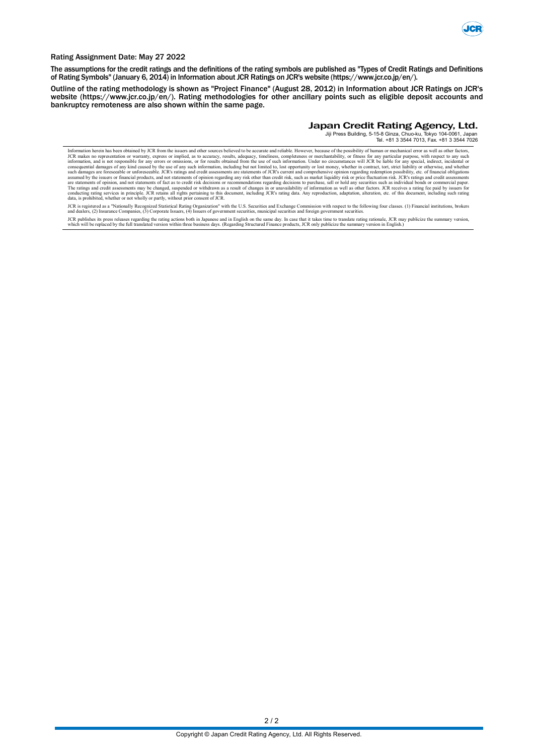Rating Assignment Date: May 27 2022

The assumptions for the credit ratings and the definitions of the rating symbols are published as "Types of Credit Ratings and Definitions of Rating Symbols" (January 6, 2014) in Information about JCR Ratings on JCR's website (https://www.jcr.co.jp/en/).

Outline of the rating methodology is shown as "Project Finance" (August 28, 2012) in Information about JCR Ratings on JCR's website (https://www.jcr.co.jp/en/). Rating methodologies for other ancillary points such as eligible deposit accounts and bankruptcy remoteness are also shown within the same page.

**Japan Credit Rating Agency, Ltd.**
Jiji Press Building, 5-15-8 Ginza, Chuo-ku, Tokyo 104-0061, Japan
Tel. +81 3 3544 7013, Fax. +81 3 3544 7026

Information herein has been obtained by JCR from the issuers and other sources believed to be accurate and reliable. However, because of the possibility of human or mechanical error as well as other factors, JCR makes no representation or warranty, express or implied, as to accuracy, results, adequacy, timeliness, completeness or merchantability, or fitness for any particular purpose, with respect to any such information, and is not responsible for any errors or omissions, or for results obtained from the use of such information. Under no circumstances will JCR be liable for any special, indirect, incidental or consequential damages of any kind caused by the use of any such information, including but not limited to, lost opportunity or lost money, whether in contract, tort, strict liability or otherwise, and whether such damages are foreseeable or unforeseeable. JCR's ratings and credit assessments are statements of JCR's current and comprehensive opinion regarding redemption possibility, etc. of financial obligations assumed by the issuers or financial products, and not statements of opinion regarding any risk other than credit risk, such as market liquidity risk or price fluctuation risk. JCR's ratings and credit assessments are statements of opinion, and not statements of fact as to credit risk decisions or recommendations regarding decisions to purchase, sell or hold any securities such as individual bonds or commercial paper. The ratings and credit assessments may be changed, suspended or withdrawn as a result of changes in or unavailability of information as well as other factors. JCR receives a rating fee paid by issuers for conducting rating services in principle. JCR retains all rights pertaining to this document, including JCR's rating data. Any reproduction, adaptation, alteration, etc. of this document, including such rating data, is prohibited, whether or not wholly or partly, without prior consent of JCR.

JCR is registered as a "Nationally Recognized Statistical Rating Organization" with the U.S. Securities and Exchange Commission with respect to the following four classes. (1) Financial institutions, brokers and dealers, (2) Insurance Companies, (3) Corporate Issuers, (4) Issuers of government securities, municipal securities and foreign government securities.

JCR publishes its press releases regarding the rating actions both in Japanese and in English on the same day. In case that it takes time to translate rating rationale, JCR may publicize the summary version, which will be replaced by the full translated version within three business days. (Regarding Structured Finance products, JCR only publicize the summary version in English.)

Copyright © Japan Credit Rating Agency, Ltd. All Rights Reserved.